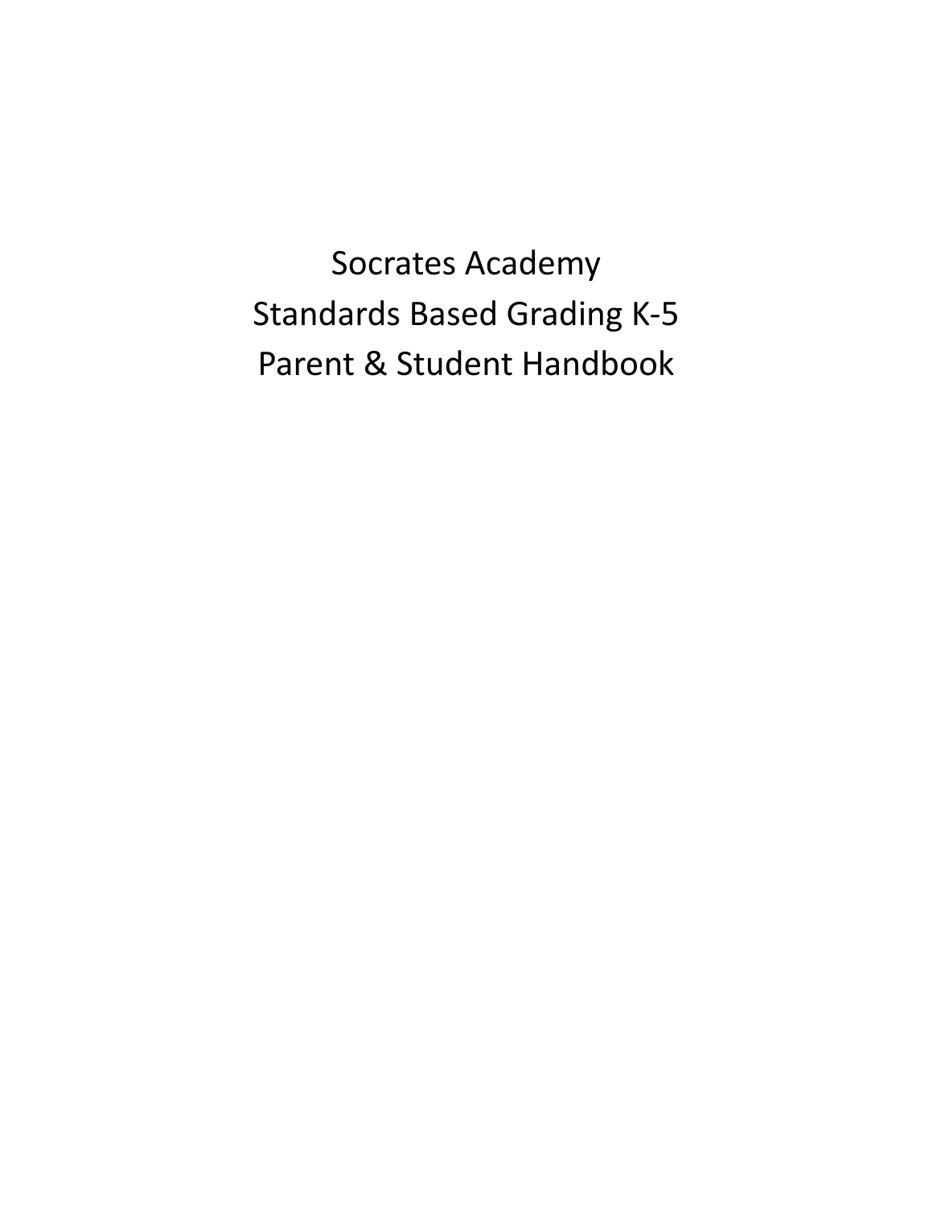# Socrates Academy
# Standards Based Grading K-5
# Parent & Student Handbook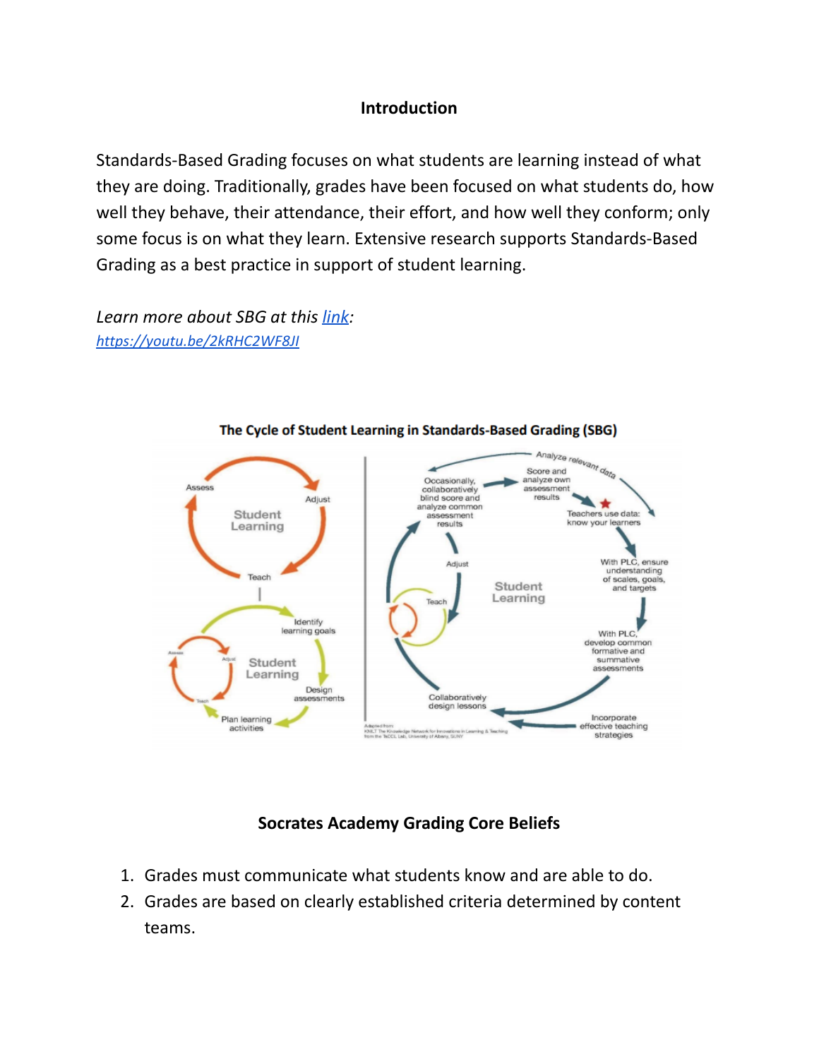## Introduction

Standards-Based Grading focuses on what students are learning instead of what they are doing. Traditionally, grades have been focused on what students do, how well they behave, their attendance, their effort, and how well they conform; only some focus is on what they learn. Extensive research supports Standards-Based Grading as a best practice in support of student learning.

*Learn more about SBG at this [link](https://youtu.be/2kRHC2WF8JI):*
*[https://youtu.be/2kRHC2WF8JI](https://youtu.be/2kRHC2WF8JI)*

**The Cycle of Student Learning in Standards-Based Grading (SBG)**

## Socrates Academy Grading Core Beliefs

1. Grades must communicate what students know and are able to do.
2. Grades are based on clearly established criteria determined by content teams.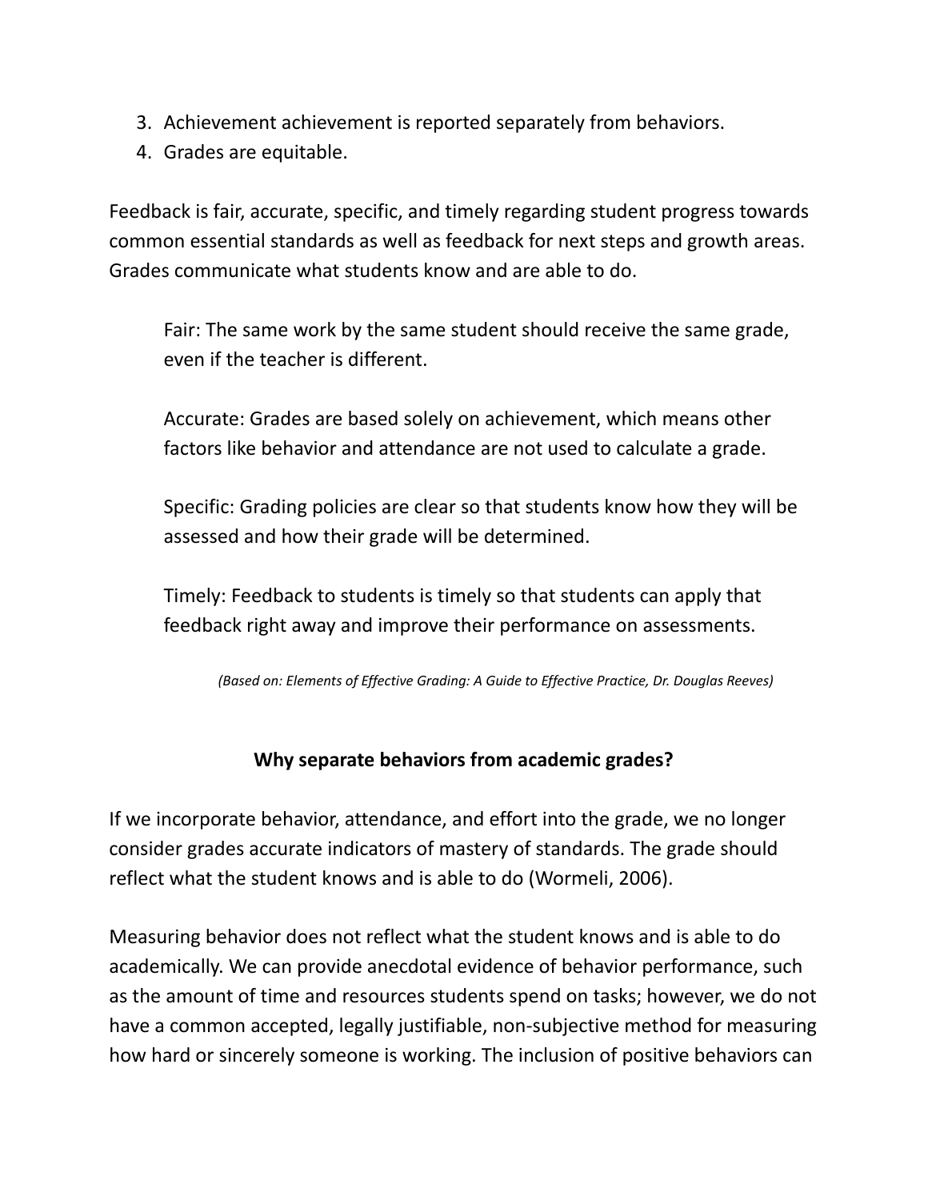3. Achievement achievement is reported separately from behaviors.
4. Grades are equitable.

Feedback is fair, accurate, specific, and timely regarding student progress towards common essential standards as well as feedback for next steps and growth areas. Grades communicate what students know and are able to do.

> Fair: The same work by the same student should receive the same grade, even if the teacher is different.
>
> Accurate: Grades are based solely on achievement, which means other factors like behavior and attendance are not used to calculate a grade.
>
> Specific: Grading policies are clear so that students know how they will be assessed and how their grade will be determined.
>
> Timely: Feedback to students is timely so that students can apply that feedback right away and improve their performance on assessments.
>
> *(Based on: Elements of Effective Grading: A Guide to Effective Practice, Dr. Douglas Reeves)*

**Why separate behaviors from academic grades?**

If we incorporate behavior, attendance, and effort into the grade, we no longer consider grades accurate indicators of mastery of standards. The grade should reflect what the student knows and is able to do (Wormeli, 2006).

Measuring behavior does not reflect what the student knows and is able to do academically. We can provide anecdotal evidence of behavior performance, such as the amount of time and resources students spend on tasks; however, we do not have a common accepted, legally justifiable, non-subjective method for measuring how hard or sincerely someone is working. The inclusion of positive behaviors can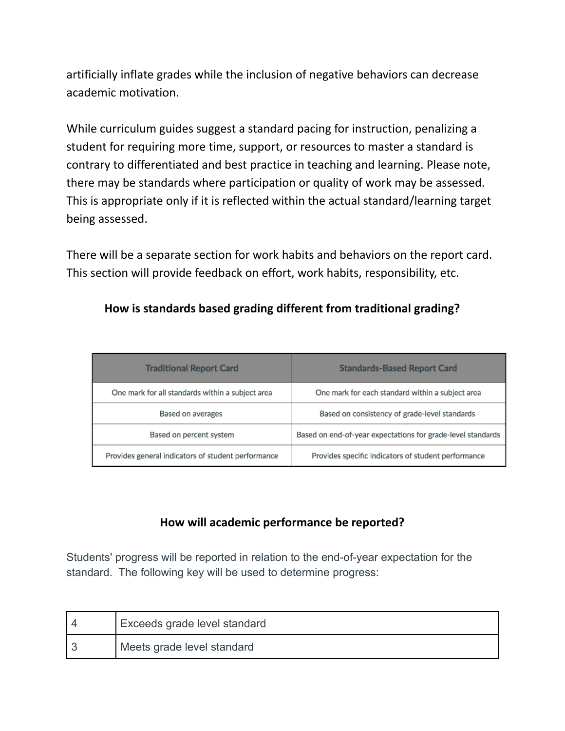artificially inflate grades while the inclusion of negative behaviors can decrease academic motivation.

While curriculum guides suggest a standard pacing for instruction, penalizing a student for requiring more time, support, or resources to master a standard is contrary to differentiated and best practice in teaching and learning. Please note, there may be standards where participation or quality of work may be assessed. This is appropriate only if it is reflected within the actual standard/learning target being assessed.

There will be a separate section for work habits and behaviors on the report card. This section will provide feedback on effort, work habits, responsibility, etc.

### How is standards based grading different from traditional grading?

| Traditional Report Card | Standards-Based Report Card |
|---|---|
| One mark for all standards within a subject area | One mark for each standard within a subject area |
| Based on averages | Based on consistency of grade-level standards |
| Based on percent system | Based on end-of-year expectations for grade-level standards |
| Provides general indicators of student performance | Provides specific indicators of student performance |

### How will academic performance be reported?

Students' progress will be reported in relation to the end-of-year expectation for the standard. The following key will be used to determine progress:

| | |
|---|---|
| 4 | Exceeds grade level standard |
| 3 | Meets grade level standard |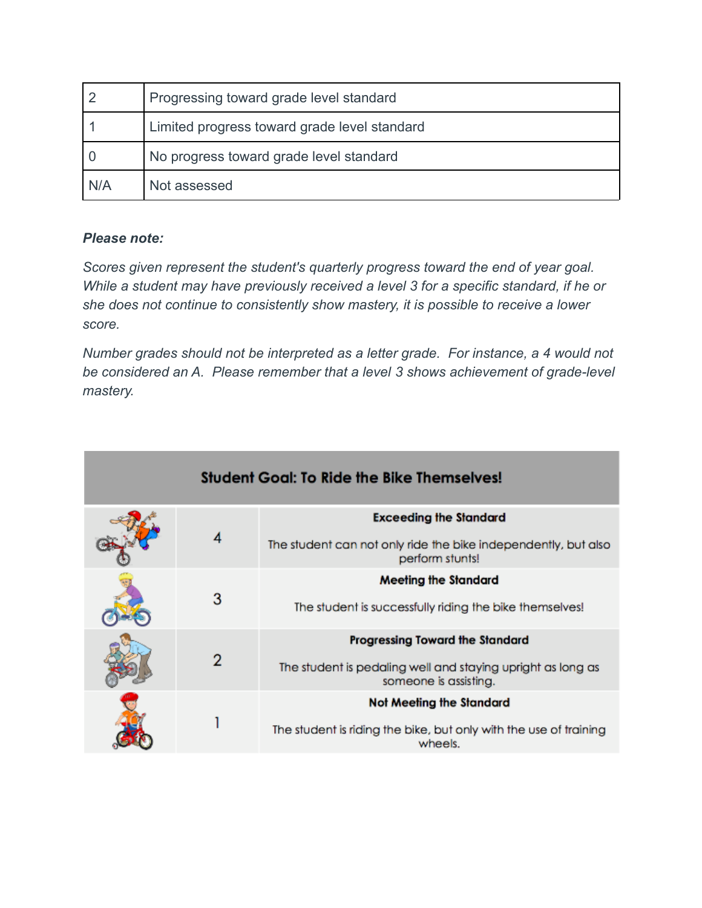| 2 | Progressing toward grade level standard |
|---|---|
| 1 | Limited progress toward grade level standard |
| 0 | No progress toward grade level standard |
| N/A | Not assessed |

***Please note:***

*Scores given represent the student's quarterly progress toward the end of year goal. While a student may have previously received a level 3 for a specific standard, if he or she does not continue to consistently show mastery, it is possible to receive a lower score.*

*Number grades should not be interpreted as a letter grade. For instance, a 4 would not be considered an A. Please remember that a level 3 shows achievement of grade-level mastery.*

| Student Goal: To Ride the Bike Themselves! | | |
|---|---|---|
| | 4 | **Exceeding the Standard** The student can not only ride the bike independently, but also perform stunts! |
| | 3 | **Meeting the Standard** The student is successfully riding the bike themselves! |
| | 2 | **Progressing Toward the Standard** The student is pedaling well and staying upright as long as someone is assisting. |
| | 1 | **Not Meeting the Standard** The student is riding the bike, but only with the use of training wheels. |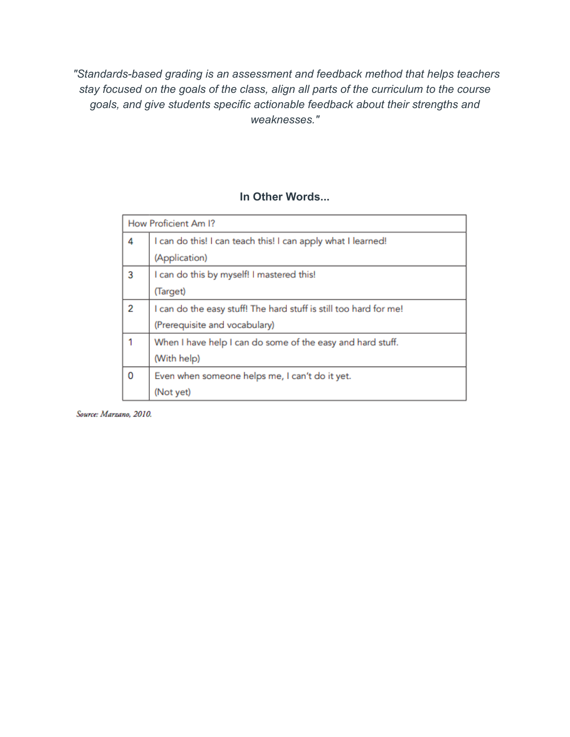*"Standards-based grading is an assessment and feedback method that helps teachers stay focused on the goals of the class, align all parts of the curriculum to the course goals, and give students specific actionable feedback about their strengths and weaknesses."*

### In Other Words...

| How Proficient Am I? | |
|---|---|
| 4 | I can do this! I can teach this! I can apply what I learned! (Application) |
| 3 | I can do this by myself! I mastered this! (Target) |
| 2 | I can do the easy stuff! The hard stuff is still too hard for me! (Prerequisite and vocabulary) |
| 1 | When I have help I can do some of the easy and hard stuff. (With help) |
| 0 | Even when someone helps me, I can't do it yet. (Not yet) |

*Source: Marzano, 2010.*